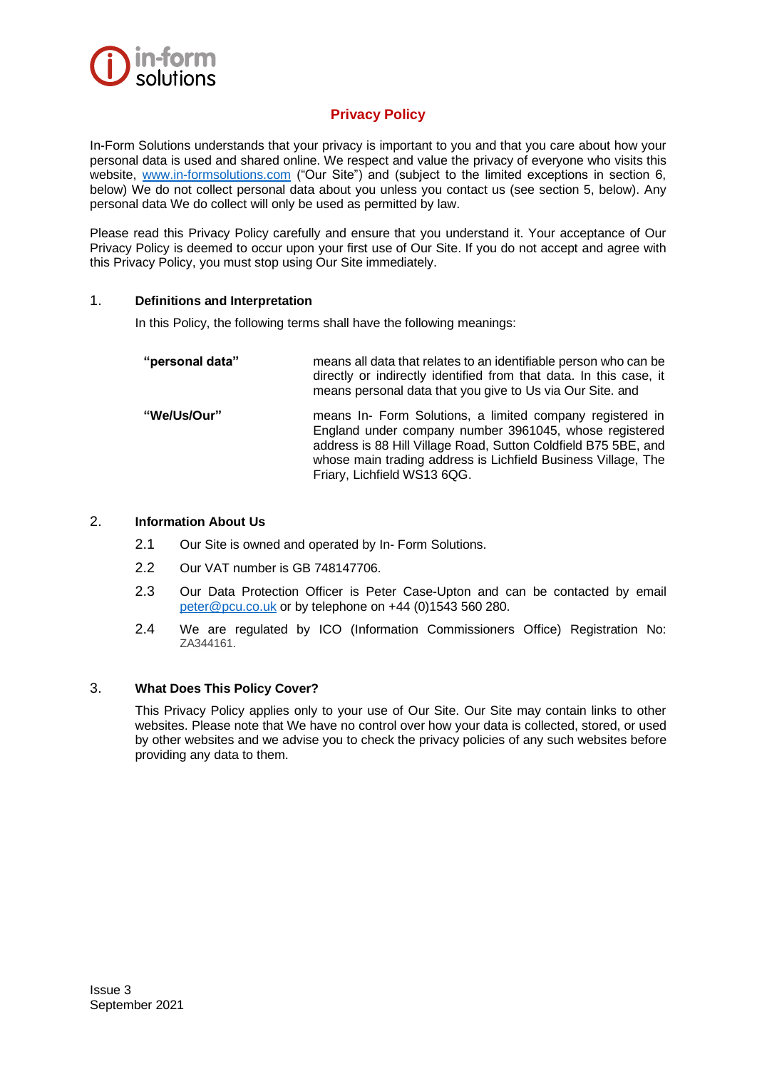in-form solutions

# Privacy Policy

In-Form Solutions understands that your privacy is important to you and that you care about how your personal data is used and shared online. We respect and value the privacy of everyone who visits this website, [www.in-formsolutions.com](www.in-formsolutions.com) ("Our Site") and (subject to the limited exceptions in section 6, below) We do not collect personal data about you unless you contact us (see section 5, below). Any personal data We do collect will only be used as permitted by law.

Please read this Privacy Policy carefully and ensure that you understand it. Your acceptance of Our Privacy Policy is deemed to occur upon your first use of Our Site. If you do not accept and agree with this Privacy Policy, you must stop using Our Site immediately.

## 1. Definitions and Interpretation

In this Policy, the following terms shall have the following meanings:

| | |
|---|---|
| **"personal data"** | means all data that relates to an identifiable person who can be directly or indirectly identified from that data. In this case, it means personal data that you give to Us via Our Site. and |
| **"We/Us/Our"** | means In- Form Solutions, a limited company registered in England under company number 3961045, whose registered address is 88 Hill Village Road, Sutton Coldfield B75 5BE, and whose main trading address is Lichfield Business Village, The Friary, Lichfield WS13 6QG. |

## 2. Information About Us

2.1 Our Site is owned and operated by In- Form Solutions.

2.2 Our VAT number is GB 748147706.

2.3 Our Data Protection Officer is Peter Case-Upton and can be contacted by email [peter@pcu.co.uk](mailto:peter@pcu.co.uk) or by telephone on +44 (0)1543 560 280.

2.4 We are regulated by ICO (Information Commissioners Office) Registration No: ZA344161.

## 3. What Does This Policy Cover?

This Privacy Policy applies only to your use of Our Site. Our Site may contain links to other websites. Please note that We have no control over how your data is collected, stored, or used by other websites and we advise you to check the privacy policies of any such websites before providing any data to them.

Issue 3
September 2021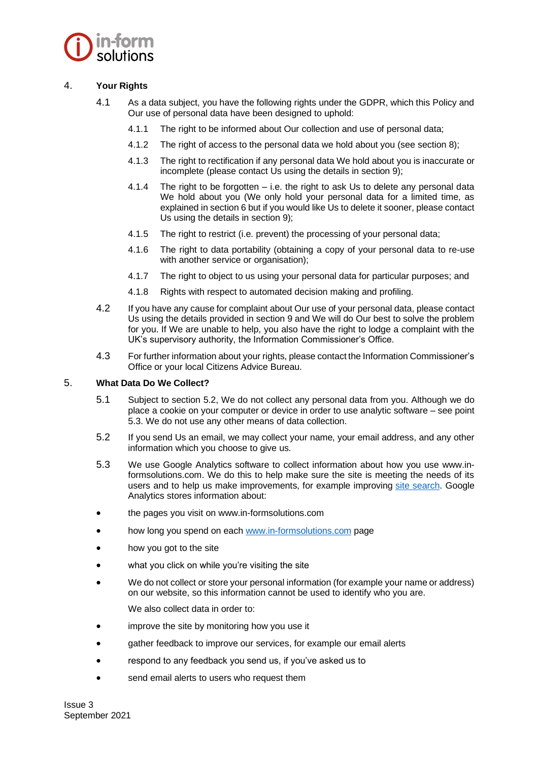## 4. Your Rights

4.1 As a data subject, you have the following rights under the GDPR, which this Policy and Our use of personal data have been designed to uphold:

4.1.1 The right to be informed about Our collection and use of personal data;

4.1.2 The right of access to the personal data we hold about you (see section 8);

4.1.3 The right to rectification if any personal data We hold about you is inaccurate or incomplete (please contact Us using the details in section 9);

4.1.4 The right to be forgotten – i.e. the right to ask Us to delete any personal data We hold about you (We only hold your personal data for a limited time, as explained in section 6 but if you would like Us to delete it sooner, please contact Us using the details in section 9);

4.1.5 The right to restrict (i.e. prevent) the processing of your personal data;

4.1.6 The right to data portability (obtaining a copy of your personal data to re-use with another service or organisation);

4.1.7 The right to object to us using your personal data for particular purposes; and

4.1.8 Rights with respect to automated decision making and profiling.

4.2 If you have any cause for complaint about Our use of your personal data, please contact Us using the details provided in section 9 and We will do Our best to solve the problem for you. If We are unable to help, you also have the right to lodge a complaint with the UK's supervisory authority, the Information Commissioner's Office.

4.3 For further information about your rights, please contact the Information Commissioner's Office or your local Citizens Advice Bureau.

## 5. What Data Do We Collect?

5.1 Subject to section 5.2, We do not collect any personal data from you. Although we do place a cookie on your computer or device in order to use analytic software – see point 5.3. We do not use any other means of data collection.

5.2 If you send Us an email, we may collect your name, your email address, and any other information which you choose to give us.

5.3 We use Google Analytics software to collect information about how you use www.in-formsolutions.com. We do this to help make sure the site is meeting the needs of its users and to help us make improvements, for example improving site search. Google Analytics stores information about:

- the pages you visit on www.in-formsolutions.com
- how long you spend on each www.in-formsolutions.com page
- how you got to the site
- what you click on while you're visiting the site
- We do not collect or store your personal information (for example your name or address) on our website, so this information cannot be used to identify who you are.

We also collect data in order to:

- improve the site by monitoring how you use it
- gather feedback to improve our services, for example our email alerts
- respond to any feedback you send us, if you've asked us to
- send email alerts to users who request them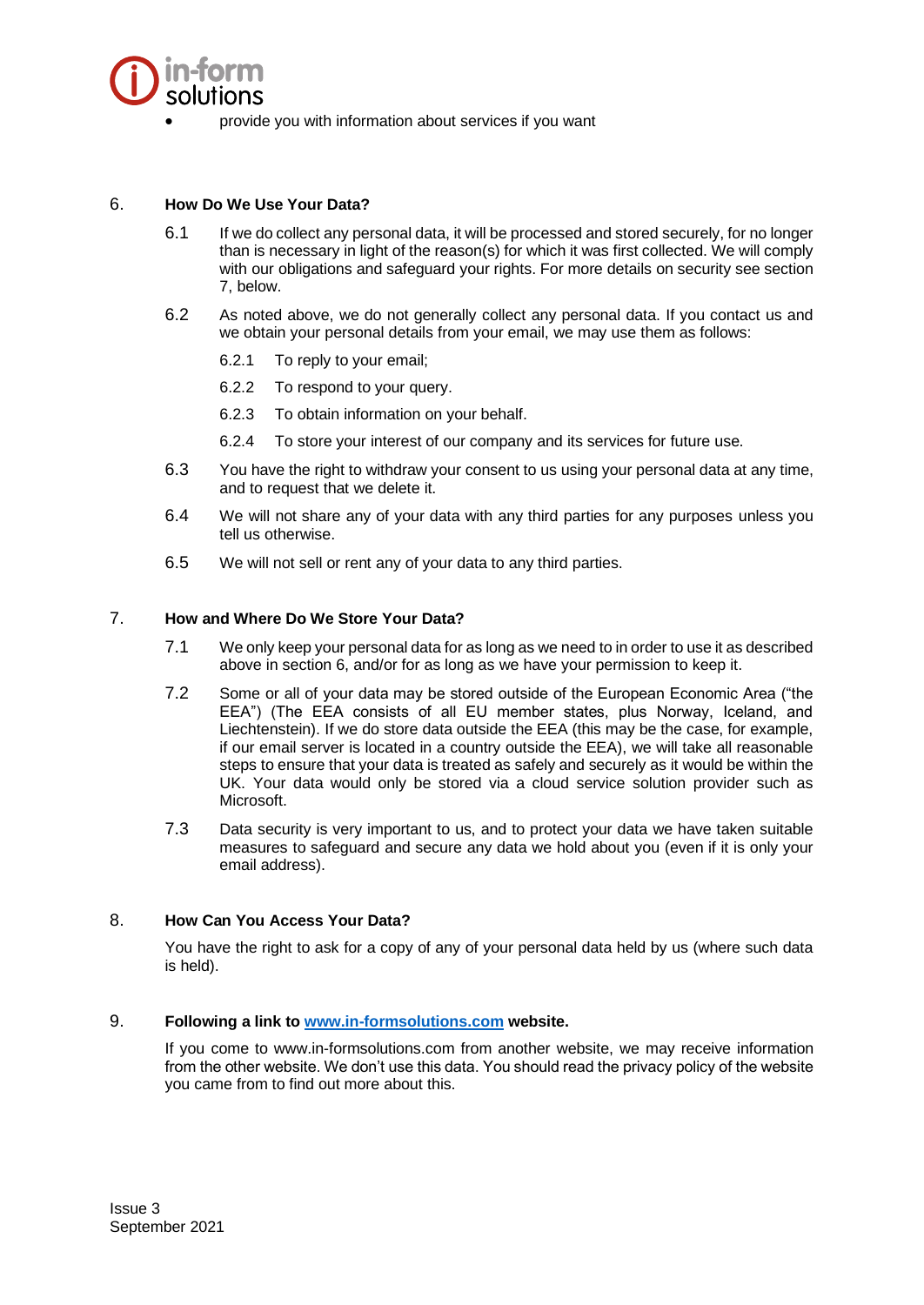- provide you with information about services if you want

## 6. How Do We Use Your Data?

6.1 If we do collect any personal data, it will be processed and stored securely, for no longer than is necessary in light of the reason(s) for which it was first collected. We will comply with our obligations and safeguard your rights. For more details on security see section 7, below.

6.2 As noted above, we do not generally collect any personal data. If you contact us and we obtain your personal details from your email, we may use them as follows:

6.2.1 To reply to your email;

6.2.2 To respond to your query.

6.2.3 To obtain information on your behalf.

6.2.4 To store your interest of our company and its services for future use.

6.3 You have the right to withdraw your consent to us using your personal data at any time, and to request that we delete it.

6.4 We will not share any of your data with any third parties for any purposes unless you tell us otherwise.

6.5 We will not sell or rent any of your data to any third parties.

## 7. How and Where Do We Store Your Data?

7.1 We only keep your personal data for as long as we need to in order to use it as described above in section 6, and/or for as long as we have your permission to keep it.

7.2 Some or all of your data may be stored outside of the European Economic Area ("the EEA") (The EEA consists of all EU member states, plus Norway, Iceland, and Liechtenstein). If we do store data outside the EEA (this may be the case, for example, if our email server is located in a country outside the EEA), we will take all reasonable steps to ensure that your data is treated as safely and securely as it would be within the UK. Your data would only be stored via a cloud service solution provider such as Microsoft.

7.3 Data security is very important to us, and to protect your data we have taken suitable measures to safeguard and secure any data we hold about you (even if it is only your email address).

## 8. How Can You Access Your Data?

You have the right to ask for a copy of any of your personal data held by us (where such data is held).

## 9. Following a link to [www.in-formsolutions.com](www.in-formsolutions.com) website.

If you come to www.in-formsolutions.com from another website, we may receive information from the other website. We don't use this data. You should read the privacy policy of the website you came from to find out more about this.

Issue 3
September 2021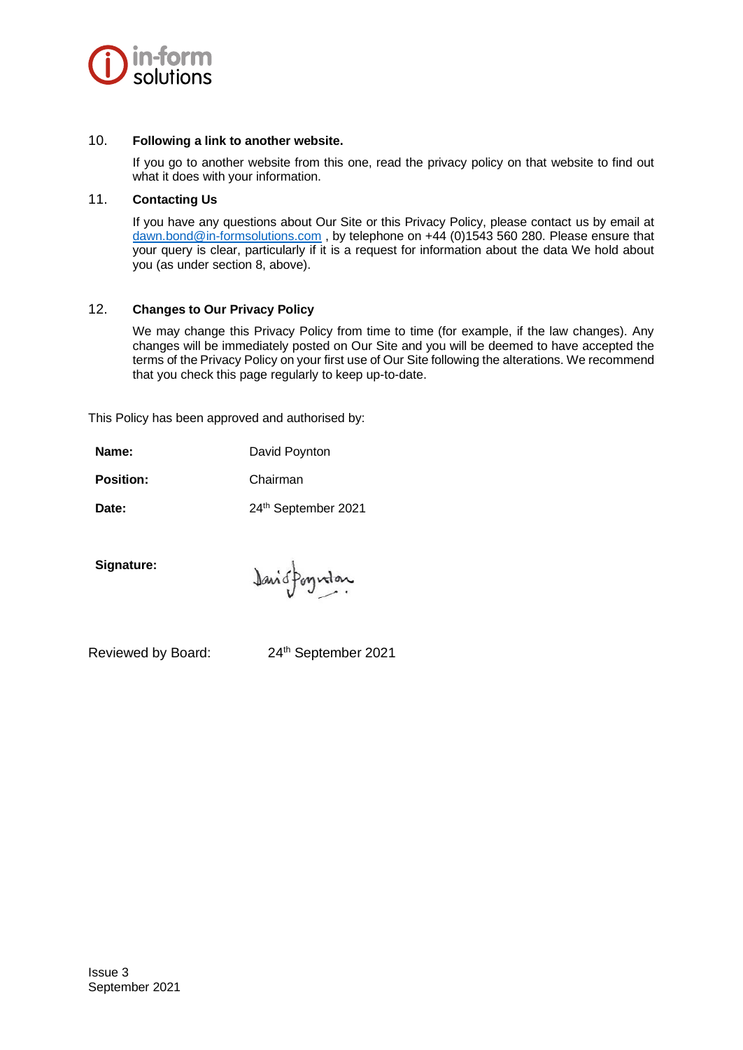## 10. Following a link to another website.

If you go to another website from this one, read the privacy policy on that website to find out what it does with your information.

## 11. Contacting Us

If you have any questions about Our Site or this Privacy Policy, please contact us by email at dawn.bond@in-formsolutions.com , by telephone on +44 (0)1543 560 280. Please ensure that your query is clear, particularly if it is a request for information about the data We hold about you (as under section 8, above).

## 12. Changes to Our Privacy Policy

We may change this Privacy Policy from time to time (for example, if the law changes). Any changes will be immediately posted on Our Site and you will be deemed to have accepted the terms of the Privacy Policy on your first use of Our Site following the alterations. We recommend that you check this page regularly to keep up-to-date.

This Policy has been approved and authorised by:

| | |
|---|---|
| **Name:** | David Poynton |
| **Position:** | Chairman |
| **Date:** | 24th September 2021 |
| **Signature:** | David Poynton |

Reviewed by Board: 24th September 2021

Issue 3
September 2021